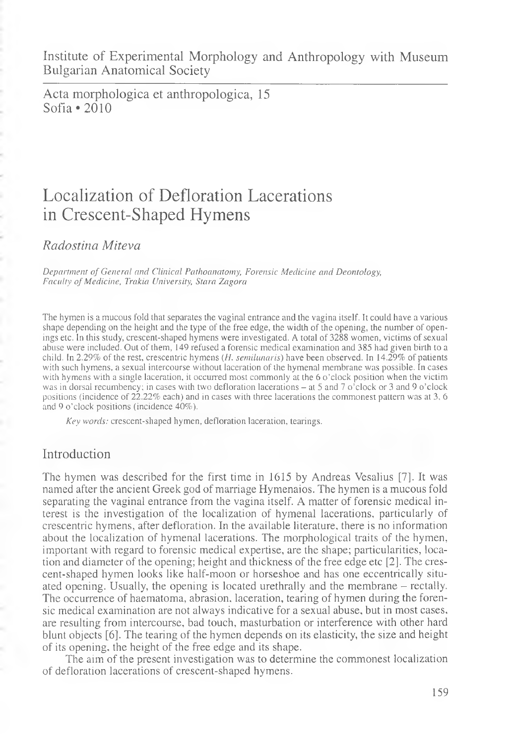Institute of Experimental Morphology and Anthropology with Museum
Bulgarian Anatomical Society

Acta morphologica et anthropologica, 15
Sofia • 2010

# Localization of Defloration Lacerations in Crescent-Shaped Hymens

*Radostina Miteva*

*Department of General and Clinical Pathoanatomy, Forensic Medicine and Deontology, Faculty of Medicine, Trakia University, Stara Zagora*

The hymen is a mucous fold that separates the vaginal entrance and the vagina itself. It could have a various shape depending on the height and the type of the free edge, the width of the opening, the number of openings etc. In this study, crescent-shaped hymens were investigated. A total of 3288 women, victims of sexual abuse were included. Out of them, 149 refused a forensic medical examination and 385 had given birth to a child. In 2.29% of the rest, crescentric hymens (*H. semilunaris*) have been observed. In 14.29% of patients with such hymens, a sexual intercourse without laceration of the hymenal membrane was possible. In cases with hymens with a single laceration, it occurred most commonly at the 6 o'clock position when the victim was in dorsal recumbency; in cases with two defloration lacerations – at 5 and 7 o'clock or 3 and 9 o'clock positions (incidence of 22.22% each) and in cases with three lacerations the commonest pattern was at 3, 6 and 9 o'clock positions (incidence 40%).

*Key words:* crescent-shaped hymen, defloration laceration, tearings.

## Introduction

The hymen was described for the first time in 1615 by Andreas Vesalius [7]. It was named after the ancient Greek god of marriage Hymenaios. The hymen is a mucous fold separating the vaginal entrance from the vagina itself. A matter of forensic medical interest is the investigation of the localization of hymenal lacerations, particularly of crescentric hymens, after defloration. In the available literature, there is no information about the localization of hymenal lacerations. The morphological traits of the hymen, important with regard to forensic medical expertise, are the shape; particularities, location and diameter of the opening; height and thickness of the free edge etc [2]. The crescent-shaped hymen looks like half-moon or horseshoe and has one eccentrically situated opening. Usually, the opening is located urethrally and the membrane – rectally. The occurrence of haematoma, abrasion, laceration, tearing of hymen during the forensic medical examination are not always indicative for a sexual abuse, but in most cases, are resulting from intercourse, bad touch, masturbation or interference with other hard blunt objects [6]. The tearing of the hymen depends on its elasticity, the size and height of its opening, the height of the free edge and its shape.

The aim of the present investigation was to determine the commonest localization of defloration lacerations of crescent-shaped hymens.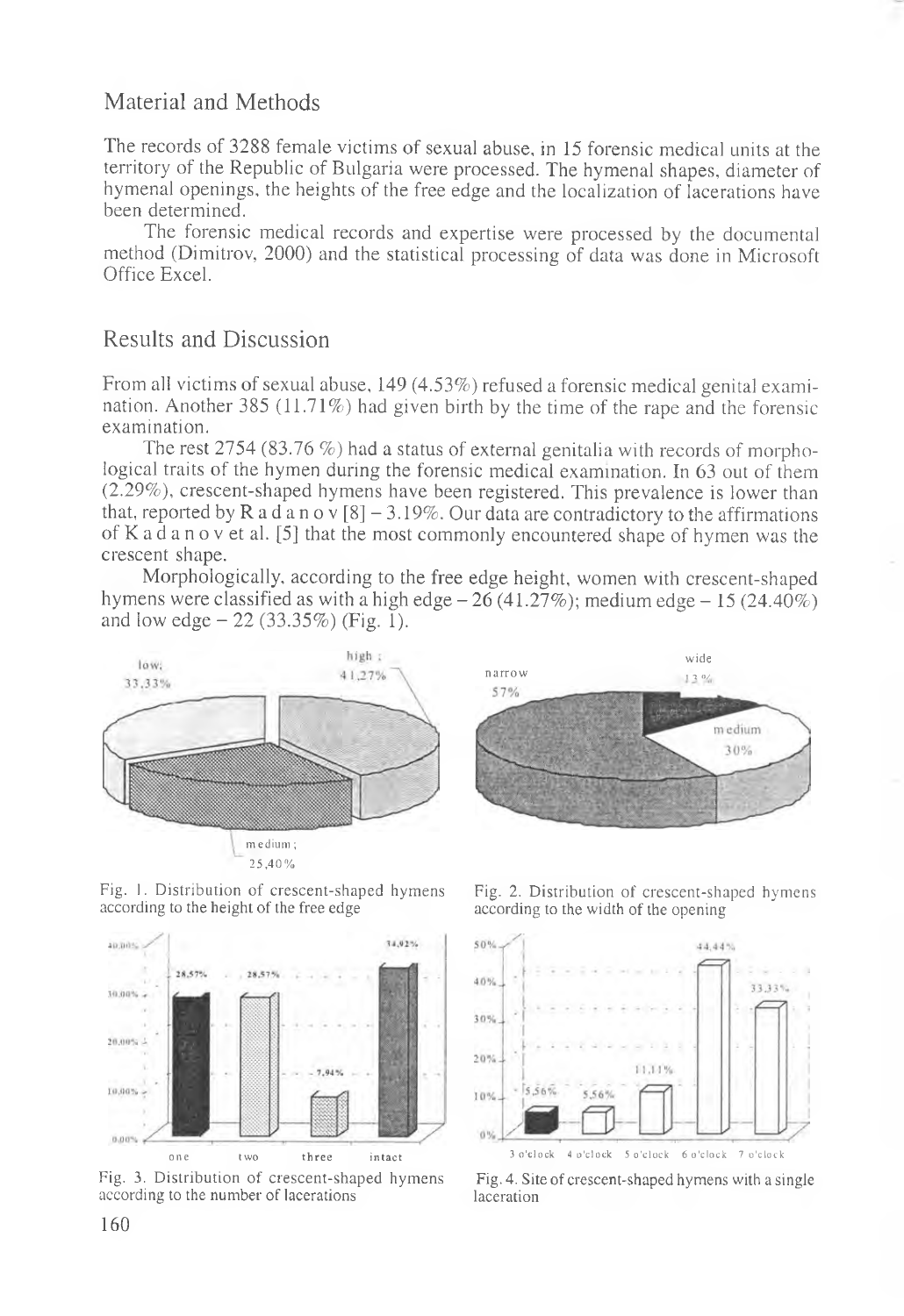## Material and Methods

The records of 3288 female victims of sexual abuse, in 15 forensic medical units at the territory of the Republic of Bulgaria were processed. The hymenal shapes, diameter of hymenal openings, the heights of the free edge and the localization of lacerations have been determined.

The forensic medical records and expertise were processed by the documental method (Dimitrov, 2000) and the statistical processing of data was done in Microsoft Office Excel.

## Results and Discussion

From all victims of sexual abuse, 149 (4.53%) refused a forensic medical genital examination. Another 385 (11.71%) had given birth by the time of the rape and the forensic examination.

The rest 2754 (83.76 %) had a status of external genitalia with records of morphological traits of the hymen during the forensic medical examination. In 63 out of them (2.29%), crescent-shaped hymens have been registered. This prevalence is lower than that, reported by R a d a n o v [8] – 3.19%. Our data are contradictory to the affirmations of K a d a n o v et al. [5] that the most commonly encountered shape of hymen was the crescent shape.

Morphologically, according to the free edge height, women with crescent-shaped hymens were classified as with a high edge – 26 (41.27%); medium edge – 15 (24.40%) and low edge – 22 (33.35%) (Fig. 1).

Fig. 1. Distribution of crescent-shaped hymens according to the height of the free edge

Fig. 2. Distribution of crescent-shaped hymens according to the width of the opening

Fig. 3. Distribution of crescent-shaped hymens according to the number of lacerations

Fig. 4. Site of crescent-shaped hymens with a single laceration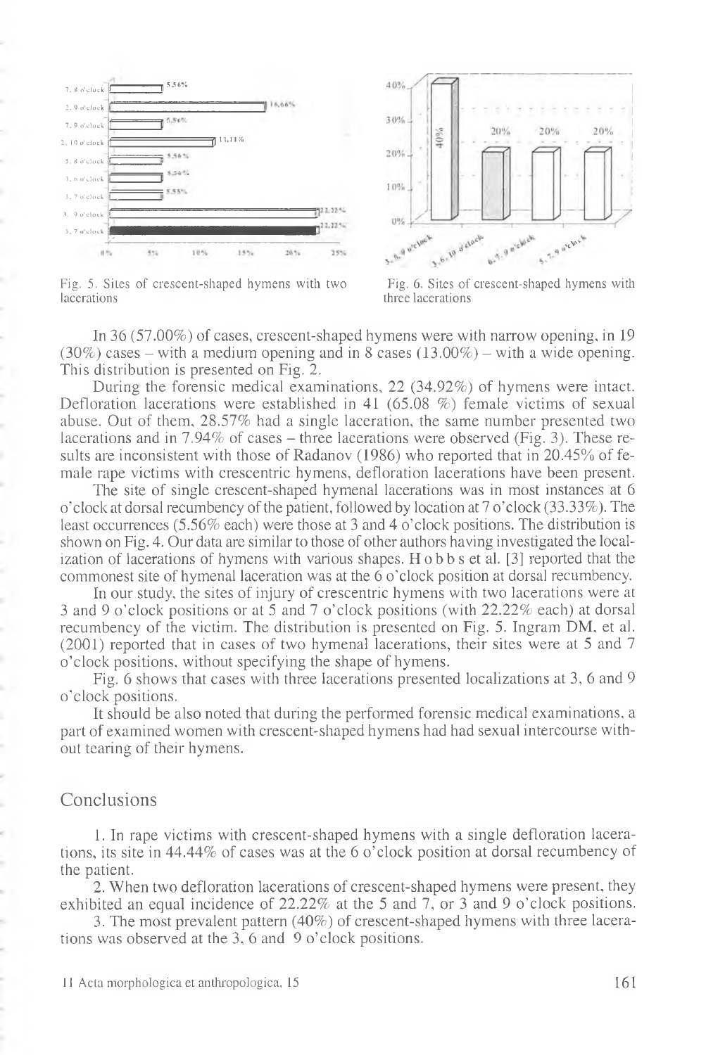Fig. 5. Sites of crescent-shaped hymens with two lacerations

Fig. 6. Sites of crescent-shaped hymens with three lacerations

In 36 (57.00%) of cases, crescent-shaped hymens were with narrow opening, in 19 (30%) cases – with a medium opening and in 8 cases (13.00%) – with a wide opening. This distribution is presented on Fig. 2.

During the forensic medical examinations, 22 (34.92%) of hymens were intact. Defloration lacerations were established in 41 (65.08 %) female victims of sexual abuse. Out of them, 28.57% had a single laceration, the same number presented two lacerations and in 7.94% of cases – three lacerations were observed (Fig. 3). These results are inconsistent with those of Radanov (1986) who reported that in 20.45% of female rape victims with crescentric hymens, defloration lacerations have been present.

The site of single crescent-shaped hymenal lacerations was in most instances at 6 o'clock at dorsal recumbency of the patient, followed by location at 7 o'clock (33.33%). The least occurrences (5.56% each) were those at 3 and 4 o'clock positions. The distribution is shown on Fig. 4. Our data are similar to those of other authors having investigated the localization of lacerations of hymens with various shapes. H o b b s et al. [3] reported that the commonest site of hymenal laceration was at the 6 o'clock position at dorsal recumbency.

In our study, the sites of injury of crescentric hymens with two lacerations were at 3 and 9 o'clock positions or at 5 and 7 o'clock positions (with 22.22% each) at dorsal recumbency of the victim. The distribution is presented on Fig. 5. Ingram DM, et al. (2001) reported that in cases of two hymenal lacerations, their sites were at 5 and 7 o'clock positions, without specifying the shape of hymens.

Fig. 6 shows that cases with three lacerations presented localizations at 3, 6 and 9 o'clock positions.

It should be also noted that during the performed forensic medical examinations, a part of examined women with crescent-shaped hymens had had sexual intercourse without tearing of their hymens.

## Conclusions

1. In rape victims with crescent-shaped hymens with a single defloration lacerations, its site in 44.44% of cases was at the 6 o'clock position at dorsal recumbency of the patient.

2. When two defloration lacerations of crescent-shaped hymens were present, they exhibited an equal incidence of 22.22% at the 5 and 7, or 3 and 9 o'clock positions.

3. The most prevalent pattern (40%) of crescent-shaped hymens with three lacerations was observed at the 3, 6 and 9 o'clock positions.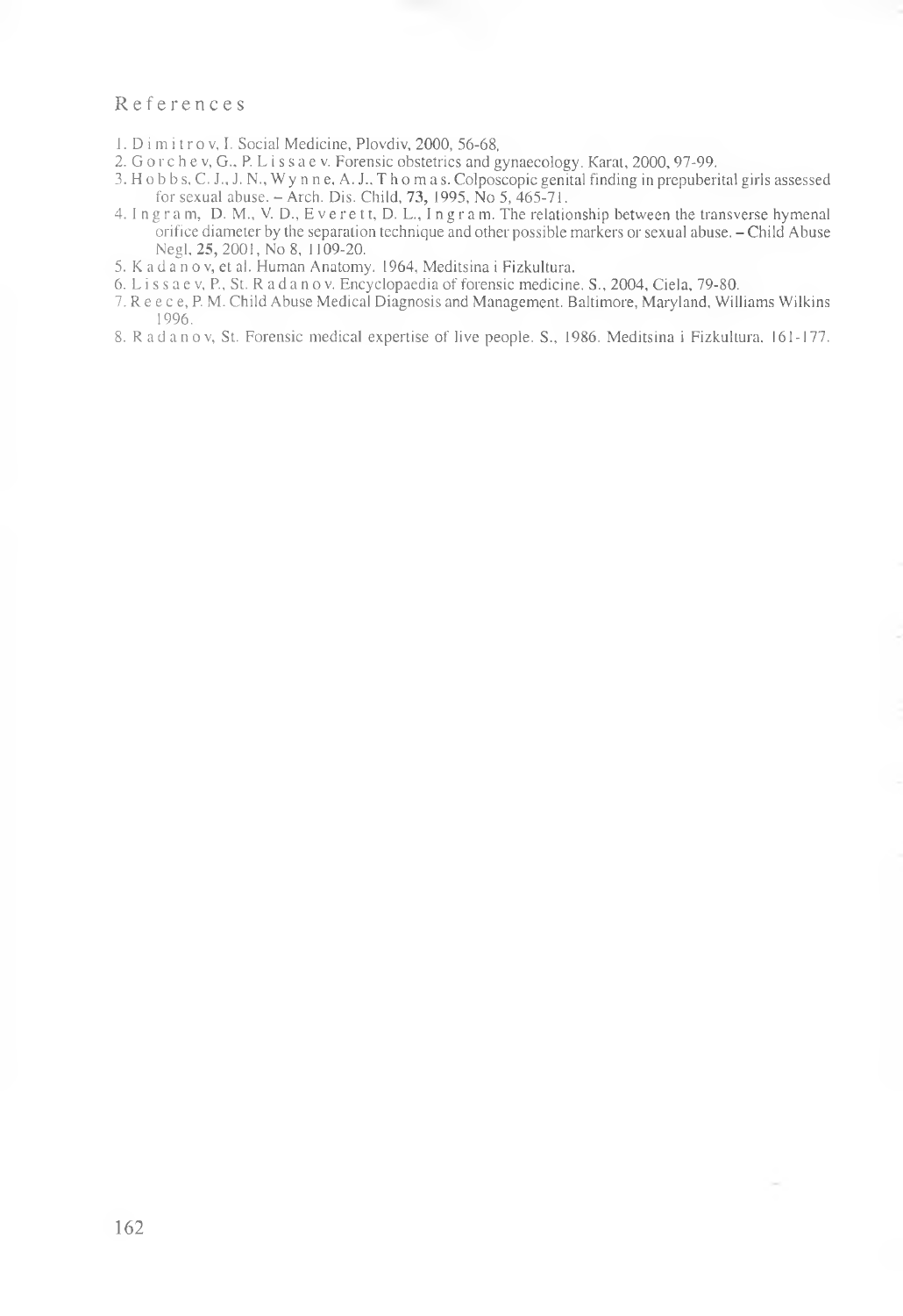References

1. Dimitrov, I. Social Medicine, Plovdiv, 2000, 56-68,
2. Gorchev, G., P. Lissaev. Forensic obstetrics and gynaecology. Karat, 2000, 97-99.
3. Hobbs, C. J., J. N., Wynne, A. J., Thomas. Colposcopic genital finding in prepuberital girls assessed for sexual abuse. – Arch. Dis. Child, **73,** 1995, No 5, 465-71.
4. Ingram, D. M., V. D., Everett, D. L., Ingram. The relationship between the transverse hymenal orifice diameter by the separation technique and other possible markers or sexual abuse. – Child Abuse Negl, **25,** 2001, No 8, 1109-20.
5. Kadanov, et al. Human Anatomy. 1964, Meditsina i Fizkultura.
6. Lissaev, P., St. Radanov. Encyclopaedia of forensic medicine. S., 2004, Ciela, 79-80.
7. Reece, P. M. Child Abuse Medical Diagnosis and Management. Baltimore, Maryland, Williams Wilkins 1996.
8. Radanov, St. Forensic medical expertise of live people. S., 1986. Meditsina i Fizkultura. 161-177.